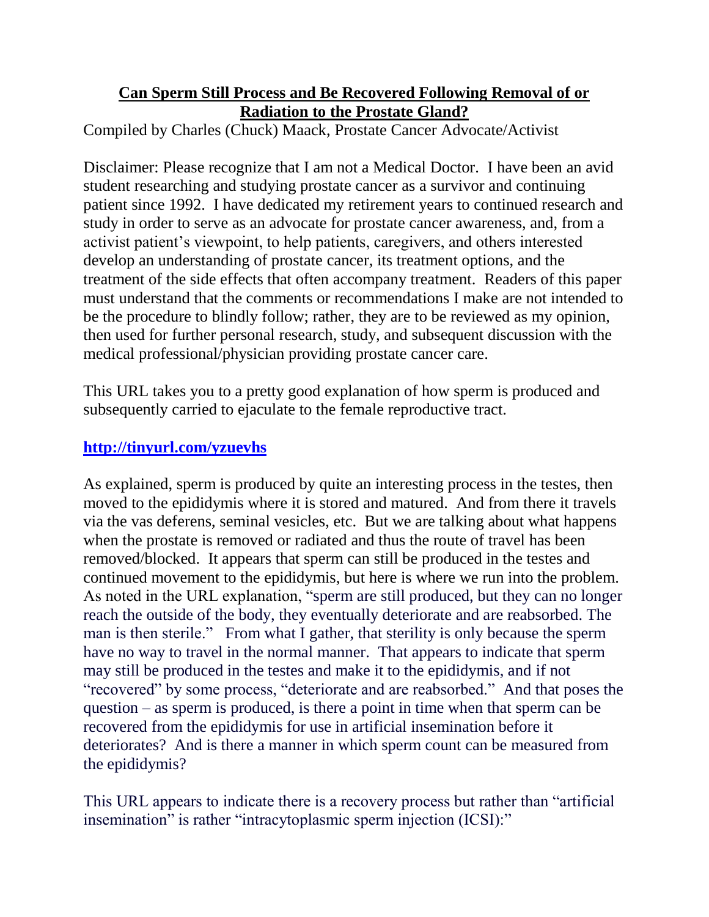# **Can Sperm Still Process and Be Recovered Following Removal of or Radiation to the Prostate Gland?**

Compiled by Charles (Chuck) Maack, Prostate Cancer Advocate/Activist

Disclaimer: Please recognize that I am not a Medical Doctor. I have been an avid student researching and studying prostate cancer as a survivor and continuing patient since 1992. I have dedicated my retirement years to continued research and study in order to serve as an advocate for prostate cancer awareness, and, from a activist patient's viewpoint, to help patients, caregivers, and others interested develop an understanding of prostate cancer, its treatment options, and the treatment of the side effects that often accompany treatment. Readers of this paper must understand that the comments or recommendations I make are not intended to be the procedure to blindly follow; rather, they are to be reviewed as my opinion, then used for further personal research, study, and subsequent discussion with the medical professional/physician providing prostate cancer care.

This URL takes you to a pretty good explanation of how sperm is produced and subsequently carried to ejaculate to the female reproductive tract.

**[http://tinyurl.com/yzuevhs](http://tinyurl.com/yzuevhs)**

As explained, sperm is produced by quite an interesting process in the testes, then moved to the epididymis where it is stored and matured. And from there it travels via the vas deferens, seminal vesicles, etc. But we are talking about what happens when the prostate is removed or radiated and thus the route of travel has been removed/blocked. It appears that sperm can still be produced in the testes and continued movement to the epididymis, but here is where we run into the problem. As noted in the URL explanation, "sperm are still produced, but they can no longer reach the outside of the body, they eventually deteriorate and are reabsorbed. The man is then sterile." From what I gather, that sterility is only because the sperm have no way to travel in the normal manner. That appears to indicate that sperm may still be produced in the testes and make it to the epididymis, and if not "recovered" by some process, "deteriorate and are reabsorbed." And that poses the question – as sperm is produced, is there a point in time when that sperm can be recovered from the epididymis for use in artificial insemination before it deteriorates? And is there a manner in which sperm count can be measured from the epididymis?

This URL appears to indicate there is a recovery process but rather than "artificial insemination" is rather "intracytoplasmic sperm injection (ICSI):"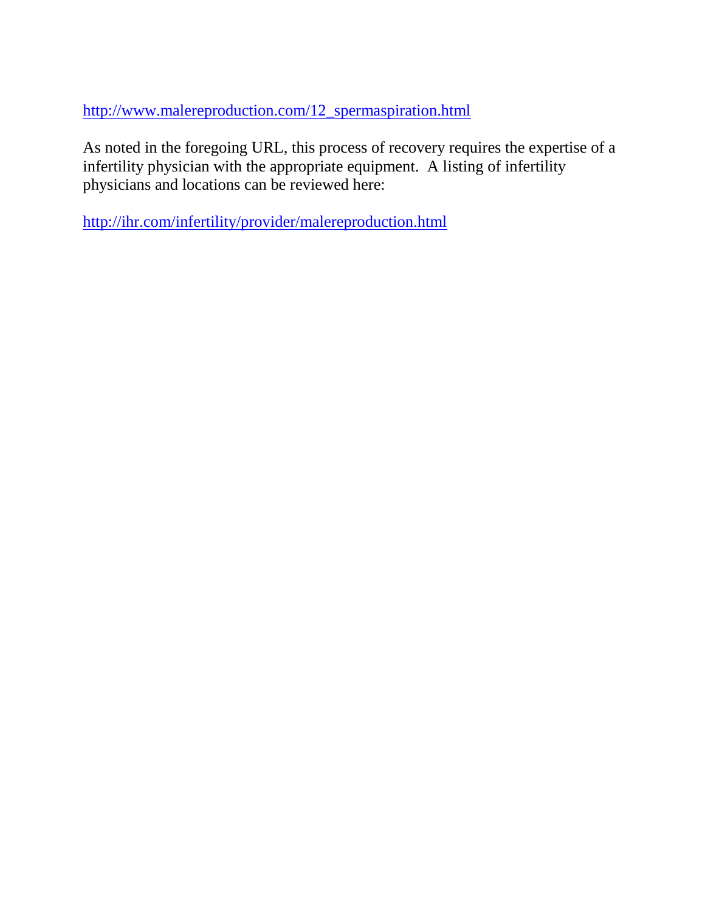http://www.malereproduction.com/12_spermaspiration.html

As noted in the foregoing URL, this process of recovery requires the expertise of a infertility physician with the appropriate equipment. A listing of infertility physicians and locations can be reviewed here:

http://ihr.com/infertility/provider/malereproduction.html